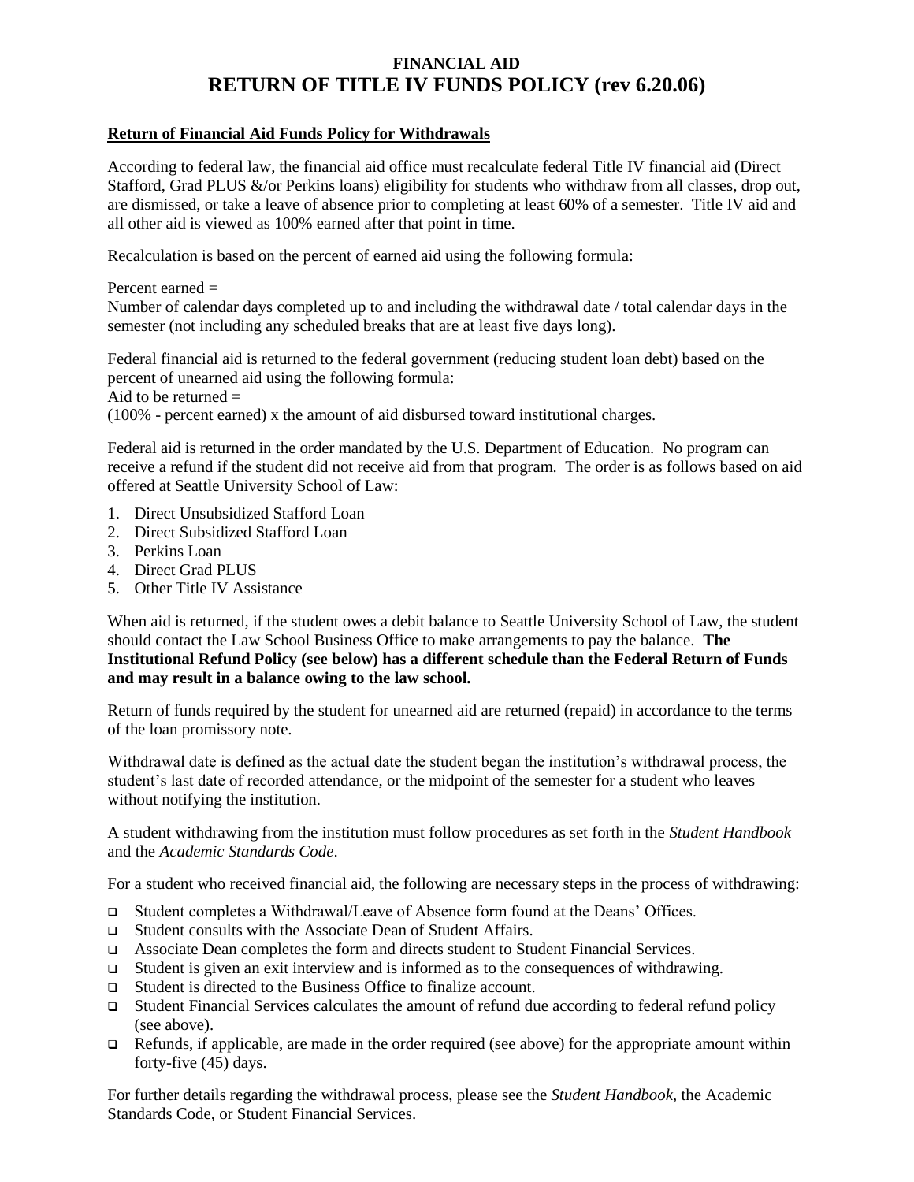# FINANCIAL AID
# RETURN OF TITLE IV FUNDS POLICY (rev 6.20.06)

## Return of Financial Aid Funds Policy for Withdrawals

According to federal law, the financial aid office must recalculate federal Title IV financial aid (Direct Stafford, Grad PLUS &/or Perkins loans) eligibility for students who withdraw from all classes, drop out, are dismissed, or take a leave of absence prior to completing at least 60% of a semester. Title IV aid and all other aid is viewed as 100% earned after that point in time.

Recalculation is based on the percent of earned aid using the following formula:

Percent earned =
Number of calendar days completed up to and including the withdrawal date / total calendar days in the semester (not including any scheduled breaks that are at least five days long).

Federal financial aid is returned to the federal government (reducing student loan debt) based on the percent of unearned aid using the following formula:
Aid to be returned =
(100% - percent earned) x the amount of aid disbursed toward institutional charges.

Federal aid is returned in the order mandated by the U.S. Department of Education. No program can receive a refund if the student did not receive aid from that program. The order is as follows based on aid offered at Seattle University School of Law:

1. Direct Unsubsidized Stafford Loan
2. Direct Subsidized Stafford Loan
3. Perkins Loan
4. Direct Grad PLUS
5. Other Title IV Assistance

When aid is returned, if the student owes a debit balance to Seattle University School of Law, the student should contact the Law School Business Office to make arrangements to pay the balance. **The Institutional Refund Policy (see below) has a different schedule than the Federal Return of Funds and may result in a balance owing to the law school.**

Return of funds required by the student for unearned aid are returned (repaid) in accordance to the terms of the loan promissory note.

Withdrawal date is defined as the actual date the student began the institution's withdrawal process, the student's last date of recorded attendance, or the midpoint of the semester for a student who leaves without notifying the institution.

A student withdrawing from the institution must follow procedures as set forth in the *Student Handbook* and the *Academic Standards Code*.

For a student who received financial aid, the following are necessary steps in the process of withdrawing:

- Student completes a Withdrawal/Leave of Absence form found at the Deans' Offices.
- Student consults with the Associate Dean of Student Affairs.
- Associate Dean completes the form and directs student to Student Financial Services.
- Student is given an exit interview and is informed as to the consequences of withdrawing.
- Student is directed to the Business Office to finalize account.
- Student Financial Services calculates the amount of refund due according to federal refund policy (see above).
- Refunds, if applicable, are made in the order required (see above) for the appropriate amount within forty-five (45) days.

For further details regarding the withdrawal process, please see the *Student Handbook*, the Academic Standards Code, or Student Financial Services.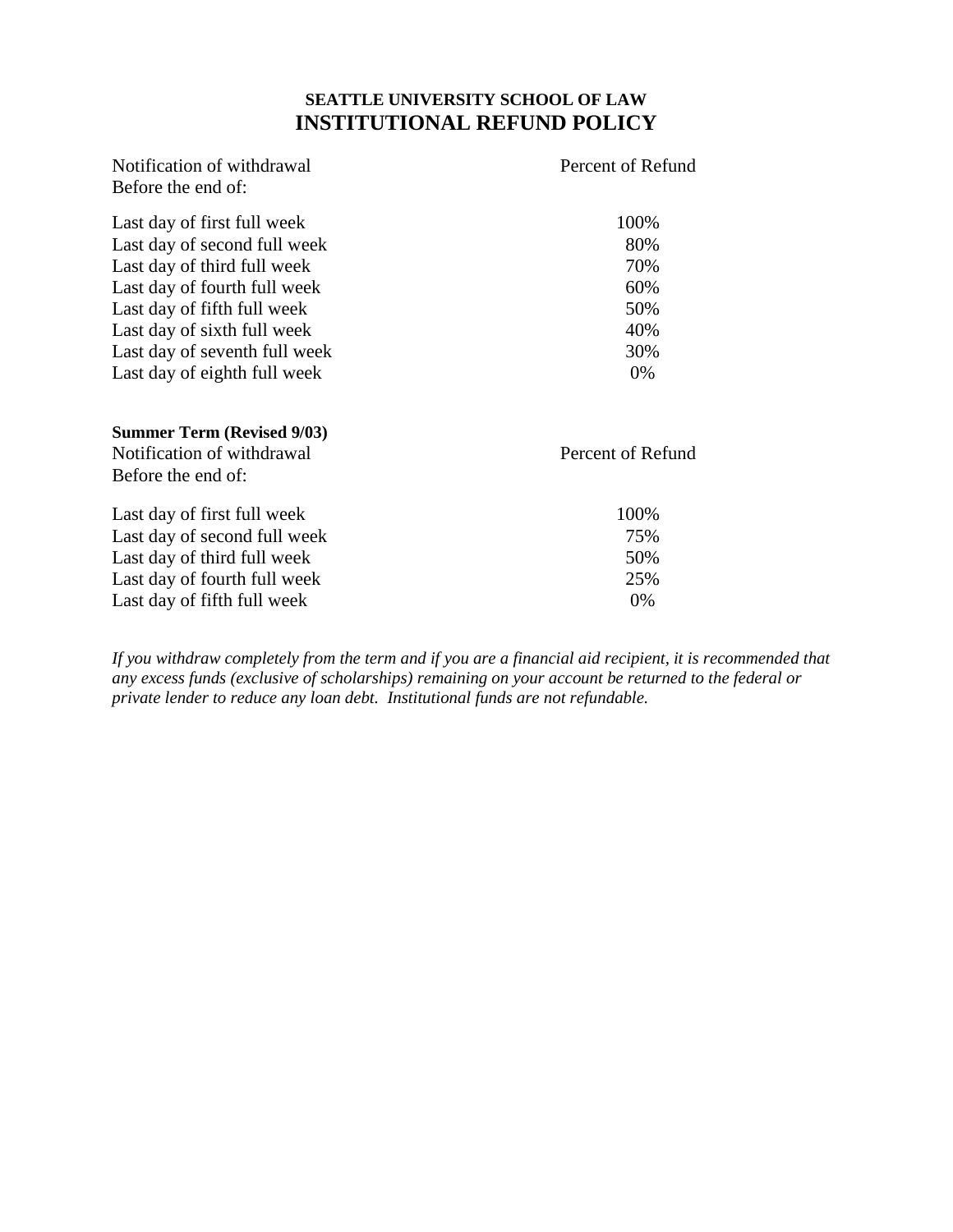**SEATTLE UNIVERSITY SCHOOL OF LAW**

# INSTITUTIONAL REFUND POLICY

| Notification of withdrawal Before the end of: | Percent of Refund |
|---|---|
| Last day of first full week | 100% |
| Last day of second full week | 80% |
| Last day of third full week | 70% |
| Last day of fourth full week | 60% |
| Last day of fifth full week | 50% |
| Last day of sixth full week | 40% |
| Last day of seventh full week | 30% |
| Last day of eighth full week | 0% |

**Summer Term (Revised 9/03)**

| Notification of withdrawal Before the end of: | Percent of Refund |
|---|---|
| Last day of first full week | 100% |
| Last day of second full week | 75% |
| Last day of third full week | 50% |
| Last day of fourth full week | 25% |
| Last day of fifth full week | 0% |

*If you withdraw completely from the term and if you are a financial aid recipient, it is recommended that any excess funds (exclusive of scholarships) remaining on your account be returned to the federal or private lender to reduce any loan debt. Institutional funds are not refundable.*